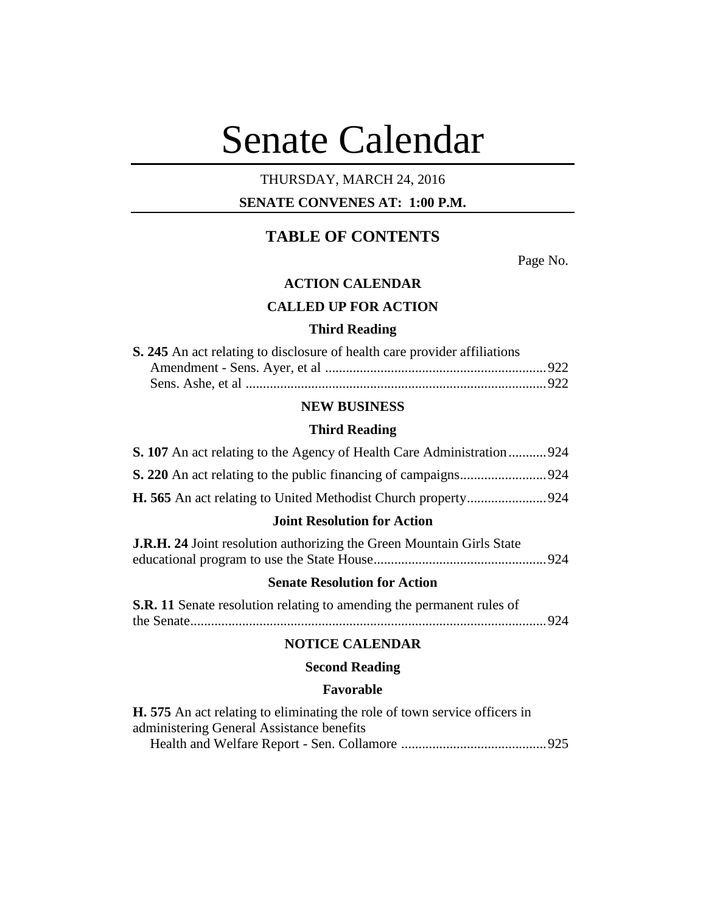# Senate Calendar

THURSDAY, MARCH 24, 2016

**SENATE CONVENES AT: 1:00 P.M.**

## TABLE OF CONTENTS

Page No.

### ACTION CALENDAR

### CALLED UP FOR ACTION

#### Third Reading

**S. 245** An act relating to disclosure of health care provider affiliations
Amendment - Sens. Ayer, et al ................................................................ 922
Sens. Ashe, et al ........................................................................................ 922

### NEW BUSINESS

#### Third Reading

**S. 107** An act relating to the Agency of Health Care Administration ........... 924

**S. 220** An act relating to the public financing of campaigns ......................... 924

**H. 565** An act relating to United Methodist Church property ....................... 924

#### Joint Resolution for Action

**J.R.H. 24** Joint resolution authorizing the Green Mountain Girls State educational program to use the State House .................................................. 924

#### Senate Resolution for Action

**S.R. 11** Senate resolution relating to amending the permanent rules of the Senate ....................................................................................................... 924

### NOTICE CALENDAR

#### Second Reading

#### Favorable

**H. 575** An act relating to eliminating the role of town service officers in administering General Assistance benefits
Health and Welfare Report - Sen. Collamore .......................................... 925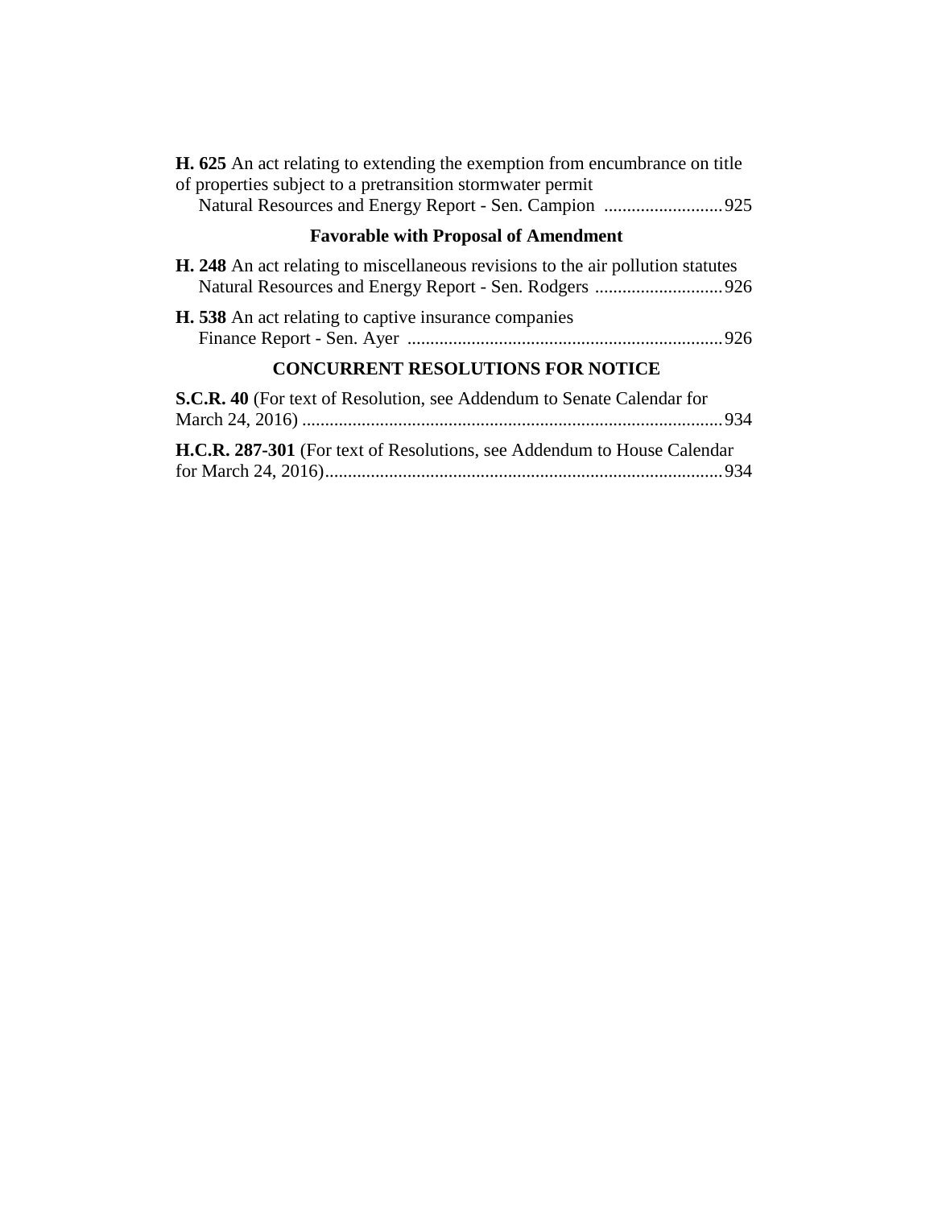**H. 625** An act relating to extending the exemption from encumbrance on title of properties subject to a pretransition stormwater permit
Natural Resources and Energy Report - Sen. Campion .......................... 925

### Favorable with Proposal of Amendment

**H. 248** An act relating to miscellaneous revisions to the air pollution statutes
Natural Resources and Energy Report - Sen. Rodgers ............................ 926

**H. 538** An act relating to captive insurance companies
Finance Report - Sen. Ayer ..................................................................... 926

### CONCURRENT RESOLUTIONS FOR NOTICE

**S.C.R. 40** (For text of Resolution, see Addendum to Senate Calendar for March 24, 2016) ........................................................................................... 934

**H.C.R. 287-301** (For text of Resolutions, see Addendum to House Calendar for March 24, 2016)...................................................................................... 934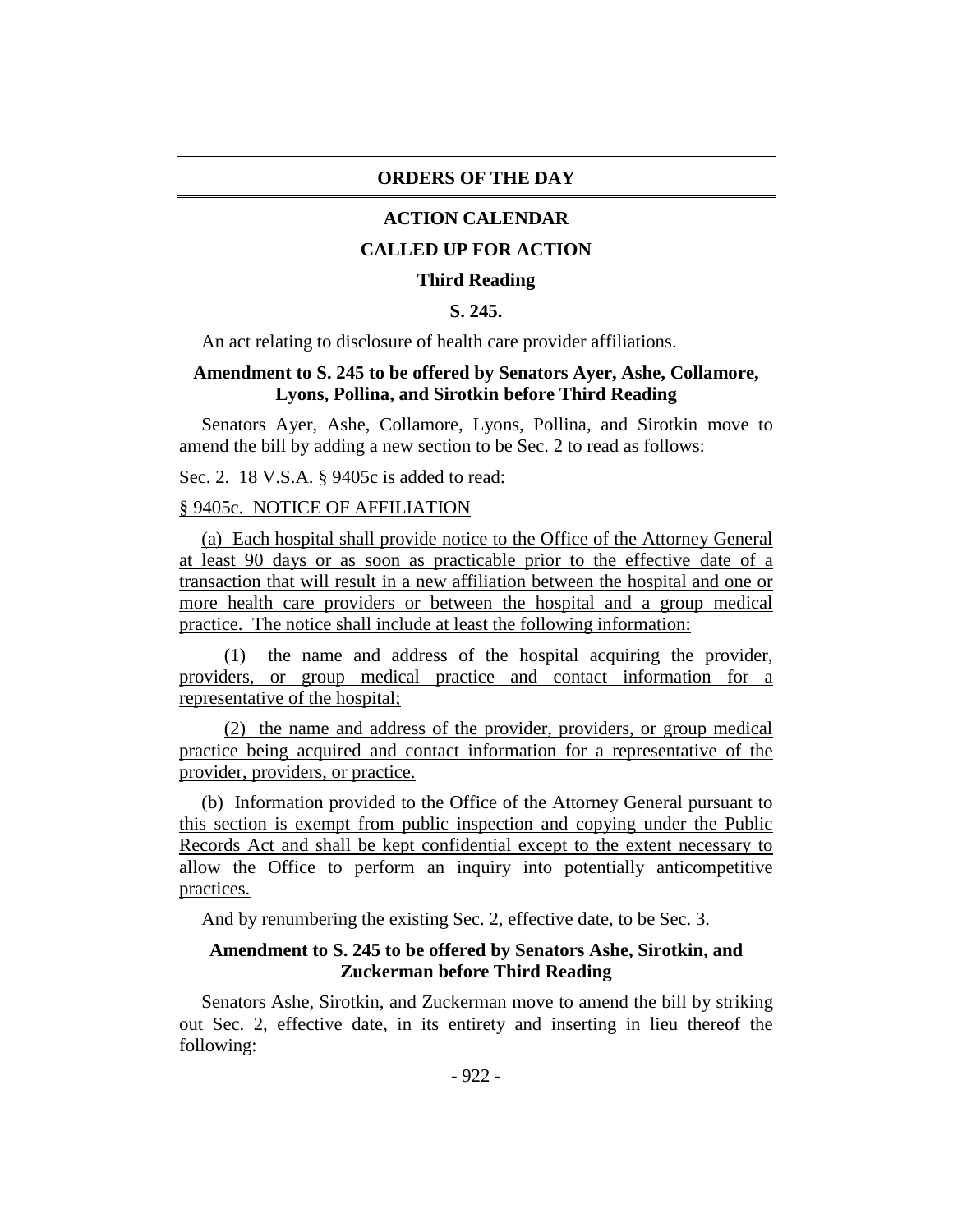## ORDERS OF THE DAY

### ACTION CALENDAR

### CALLED UP FOR ACTION

#### Third Reading

#### S. 245.

An act relating to disclosure of health care provider affiliations.

**Amendment to S. 245 to be offered by Senators Ayer, Ashe, Collamore, Lyons, Pollina, and Sirotkin before Third Reading**

Senators Ayer, Ashe, Collamore, Lyons, Pollina, and Sirotkin move to amend the bill by adding a new section to be Sec. 2 to read as follows:

Sec. 2. 18 V.S.A. § 9405c is added to read:

§ 9405c. NOTICE OF AFFILIATION

(a) Each hospital shall provide notice to the Office of the Attorney General at least 90 days or as soon as practicable prior to the effective date of a transaction that will result in a new affiliation between the hospital and one or more health care providers or between the hospital and a group medical practice. The notice shall include at least the following information:

(1) the name and address of the hospital acquiring the provider, providers, or group medical practice and contact information for a representative of the hospital;

(2) the name and address of the provider, providers, or group medical practice being acquired and contact information for a representative of the provider, providers, or practice.

(b) Information provided to the Office of the Attorney General pursuant to this section is exempt from public inspection and copying under the Public Records Act and shall be kept confidential except to the extent necessary to allow the Office to perform an inquiry into potentially anticompetitive practices.

And by renumbering the existing Sec. 2, effective date, to be Sec. 3.

**Amendment to S. 245 to be offered by Senators Ashe, Sirotkin, and Zuckerman before Third Reading**

Senators Ashe, Sirotkin, and Zuckerman move to amend the bill by striking out Sec. 2, effective date, in its entirety and inserting in lieu thereof the following: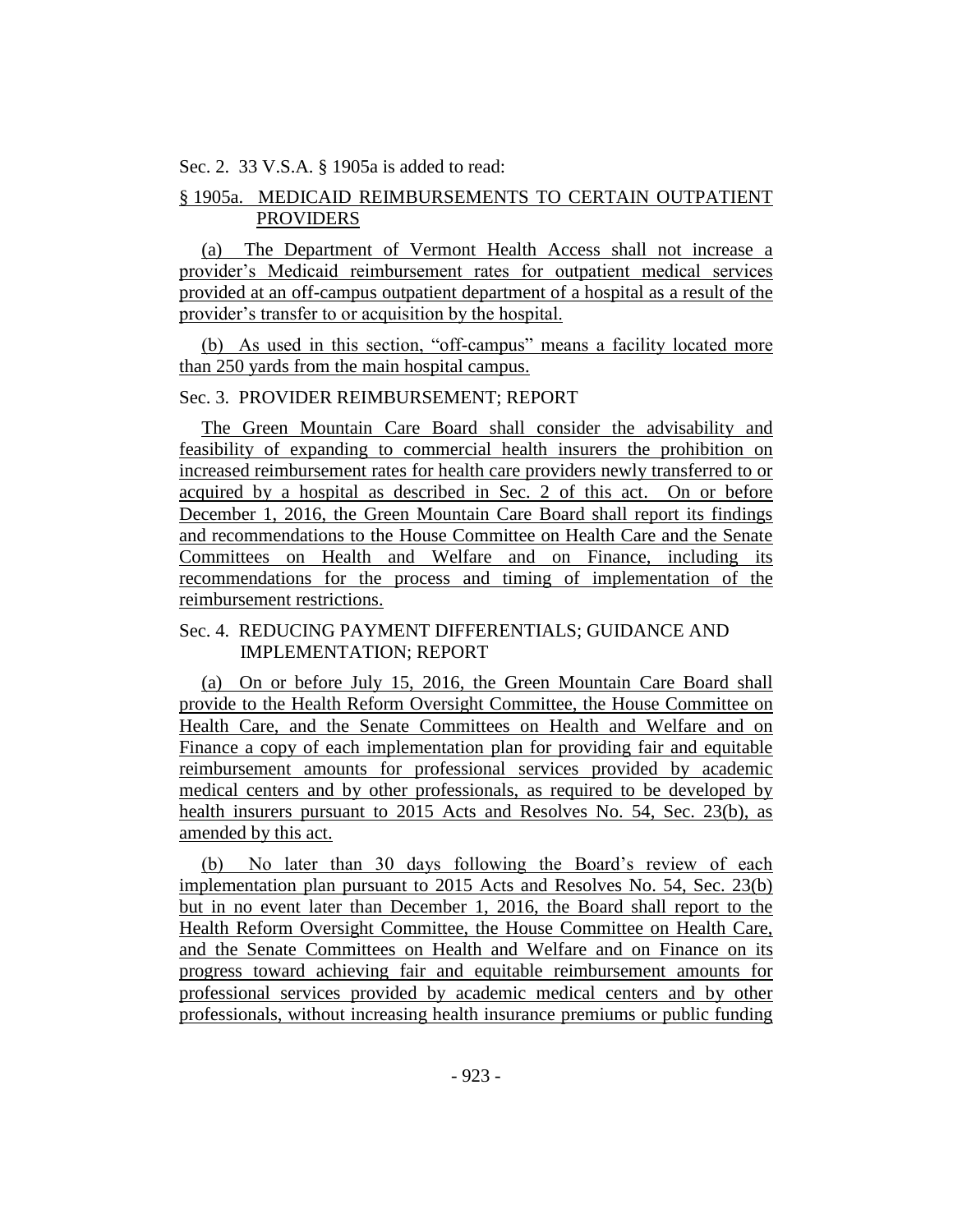Sec. 2. 33 V.S.A. § 1905a is added to read:

§ 1905a. MEDICAID REIMBURSEMENTS TO CERTAIN OUTPATIENT PROVIDERS

(a) The Department of Vermont Health Access shall not increase a provider's Medicaid reimbursement rates for outpatient medical services provided at an off-campus outpatient department of a hospital as a result of the provider's transfer to or acquisition by the hospital.

(b) As used in this section, "off-campus" means a facility located more than 250 yards from the main hospital campus.

Sec. 3. PROVIDER REIMBURSEMENT; REPORT

The Green Mountain Care Board shall consider the advisability and feasibility of expanding to commercial health insurers the prohibition on increased reimbursement rates for health care providers newly transferred to or acquired by a hospital as described in Sec. 2 of this act. On or before December 1, 2016, the Green Mountain Care Board shall report its findings and recommendations to the House Committee on Health Care and the Senate Committees on Health and Welfare and on Finance, including its recommendations for the process and timing of implementation of the reimbursement restrictions.

Sec. 4. REDUCING PAYMENT DIFFERENTIALS; GUIDANCE AND IMPLEMENTATION; REPORT

(a) On or before July 15, 2016, the Green Mountain Care Board shall provide to the Health Reform Oversight Committee, the House Committee on Health Care, and the Senate Committees on Health and Welfare and on Finance a copy of each implementation plan for providing fair and equitable reimbursement amounts for professional services provided by academic medical centers and by other professionals, as required to be developed by health insurers pursuant to 2015 Acts and Resolves No. 54, Sec. 23(b), as amended by this act.

(b) No later than 30 days following the Board's review of each implementation plan pursuant to 2015 Acts and Resolves No. 54, Sec. 23(b) but in no event later than December 1, 2016, the Board shall report to the Health Reform Oversight Committee, the House Committee on Health Care, and the Senate Committees on Health and Welfare and on Finance on its progress toward achieving fair and equitable reimbursement amounts for professional services provided by academic medical centers and by other professionals, without increasing health insurance premiums or public funding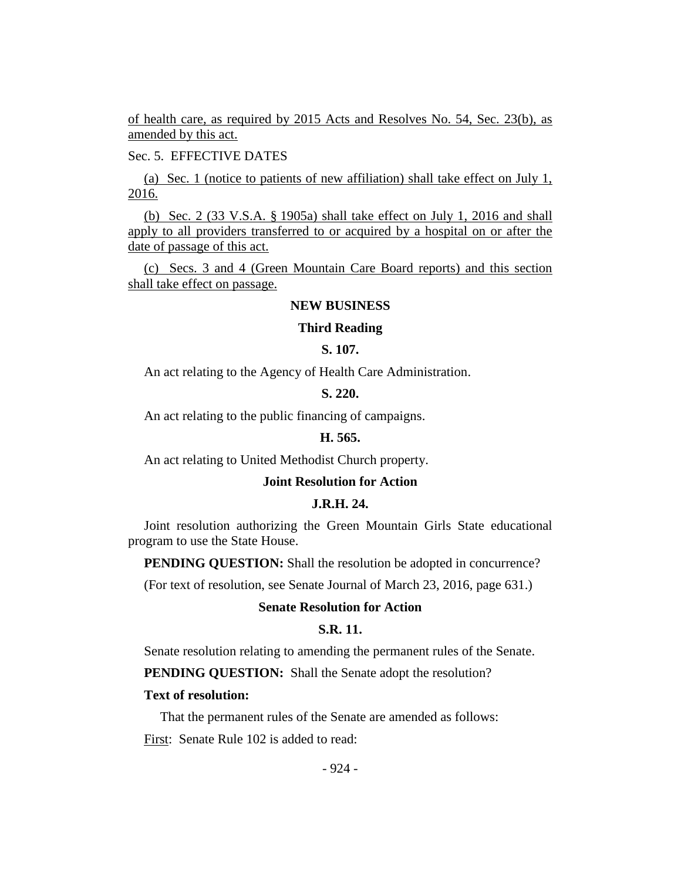of health care, as required by 2015 Acts and Resolves No. 54, Sec. 23(b), as amended by this act.

Sec. 5. EFFECTIVE DATES

(a) Sec. 1 (notice to patients of new affiliation) shall take effect on July 1, 2016.

(b) Sec. 2 (33 V.S.A. § 1905a) shall take effect on July 1, 2016 and shall apply to all providers transferred to or acquired by a hospital on or after the date of passage of this act.

(c) Secs. 3 and 4 (Green Mountain Care Board reports) and this section shall take effect on passage.

## NEW BUSINESS

### Third Reading

**S. 107.**

An act relating to the Agency of Health Care Administration.

**S. 220.**

An act relating to the public financing of campaigns.

**H. 565.**

An act relating to United Methodist Church property.

### Joint Resolution for Action

**J.R.H. 24.**

Joint resolution authorizing the Green Mountain Girls State educational program to use the State House.

**PENDING QUESTION:** Shall the resolution be adopted in concurrence?

(For text of resolution, see Senate Journal of March 23, 2016, page 631.)

### Senate Resolution for Action

**S.R. 11.**

Senate resolution relating to amending the permanent rules of the Senate.

**PENDING QUESTION:** Shall the Senate adopt the resolution?

**Text of resolution:**

That the permanent rules of the Senate are amended as follows:

First: Senate Rule 102 is added to read: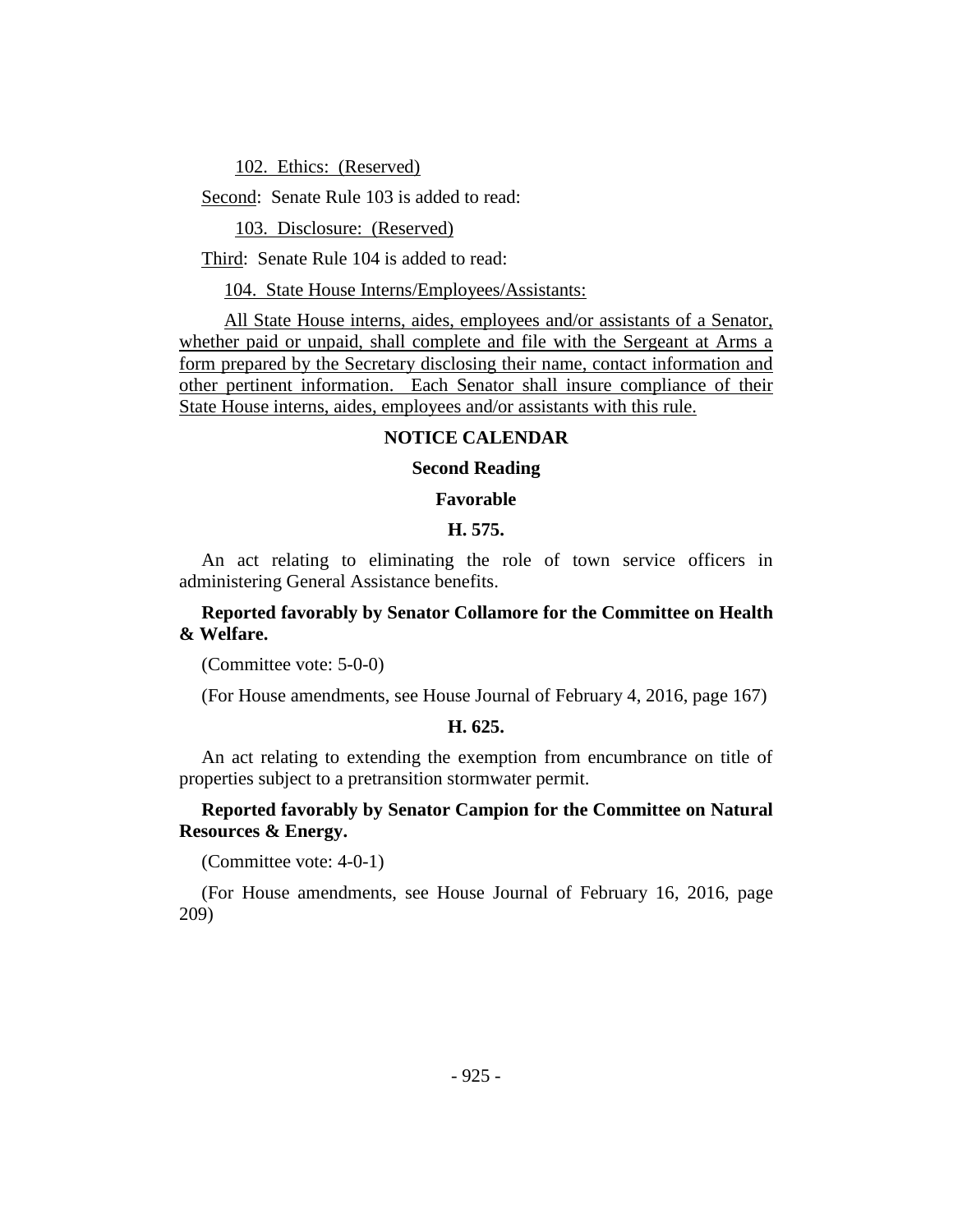102. Ethics: (Reserved)

Second: Senate Rule 103 is added to read:

103. Disclosure: (Reserved)

Third: Senate Rule 104 is added to read:

104. State House Interns/Employees/Assistants:

All State House interns, aides, employees and/or assistants of a Senator, whether paid or unpaid, shall complete and file with the Sergeant at Arms a form prepared by the Secretary disclosing their name, contact information and other pertinent information. Each Senator shall insure compliance of their State House interns, aides, employees and/or assistants with this rule.

## NOTICE CALENDAR

### Second Reading

### Favorable

### H. 575.

An act relating to eliminating the role of town service officers in administering General Assistance benefits.

**Reported favorably by Senator Collamore for the Committee on Health & Welfare.**

(Committee vote: 5-0-0)

(For House amendments, see House Journal of February 4, 2016, page 167)

### H. 625.

An act relating to extending the exemption from encumbrance on title of properties subject to a pretransition stormwater permit.

**Reported favorably by Senator Campion for the Committee on Natural Resources & Energy.**

(Committee vote: 4-0-1)

(For House amendments, see House Journal of February 16, 2016, page 209)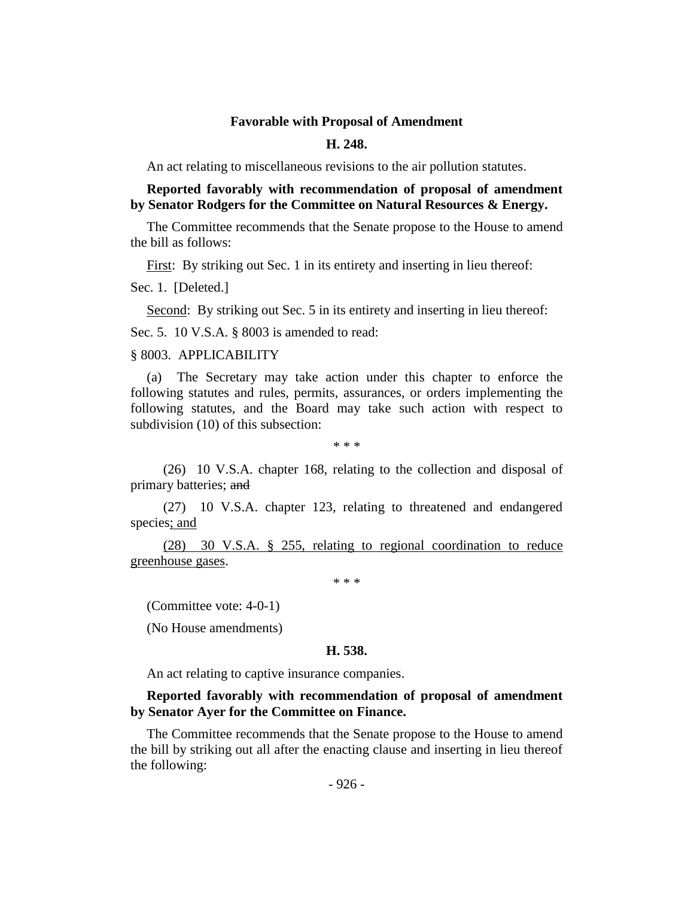**Favorable with Proposal of Amendment**

**H. 248.**

An act relating to miscellaneous revisions to the air pollution statutes.

**Reported favorably with recommendation of proposal of amendment by Senator Rodgers for the Committee on Natural Resources & Energy.**

The Committee recommends that the Senate propose to the House to amend the bill as follows:

First: By striking out Sec. 1 in its entirety and inserting in lieu thereof:

Sec. 1. [Deleted.]

Second: By striking out Sec. 5 in its entirety and inserting in lieu thereof:

Sec. 5. 10 V.S.A. § 8003 is amended to read:

§ 8003. APPLICABILITY

(a) The Secretary may take action under this chapter to enforce the following statutes and rules, permits, assurances, or orders implementing the following statutes, and the Board may take such action with respect to subdivision (10) of this subsection:

\* \* \*

(26) 10 V.S.A. chapter 168, relating to the collection and disposal of primary batteries; ~~and~~

(27) 10 V.S.A. chapter 123, relating to threatened and endangered species; and

(28) 30 V.S.A. § 255, relating to regional coordination to reduce greenhouse gases.

\* \* \*

(Committee vote: 4-0-1)

(No House amendments)

**H. 538.**

An act relating to captive insurance companies.

**Reported favorably with recommendation of proposal of amendment by Senator Ayer for the Committee on Finance.**

The Committee recommends that the Senate propose to the House to amend the bill by striking out all after the enacting clause and inserting in lieu thereof the following: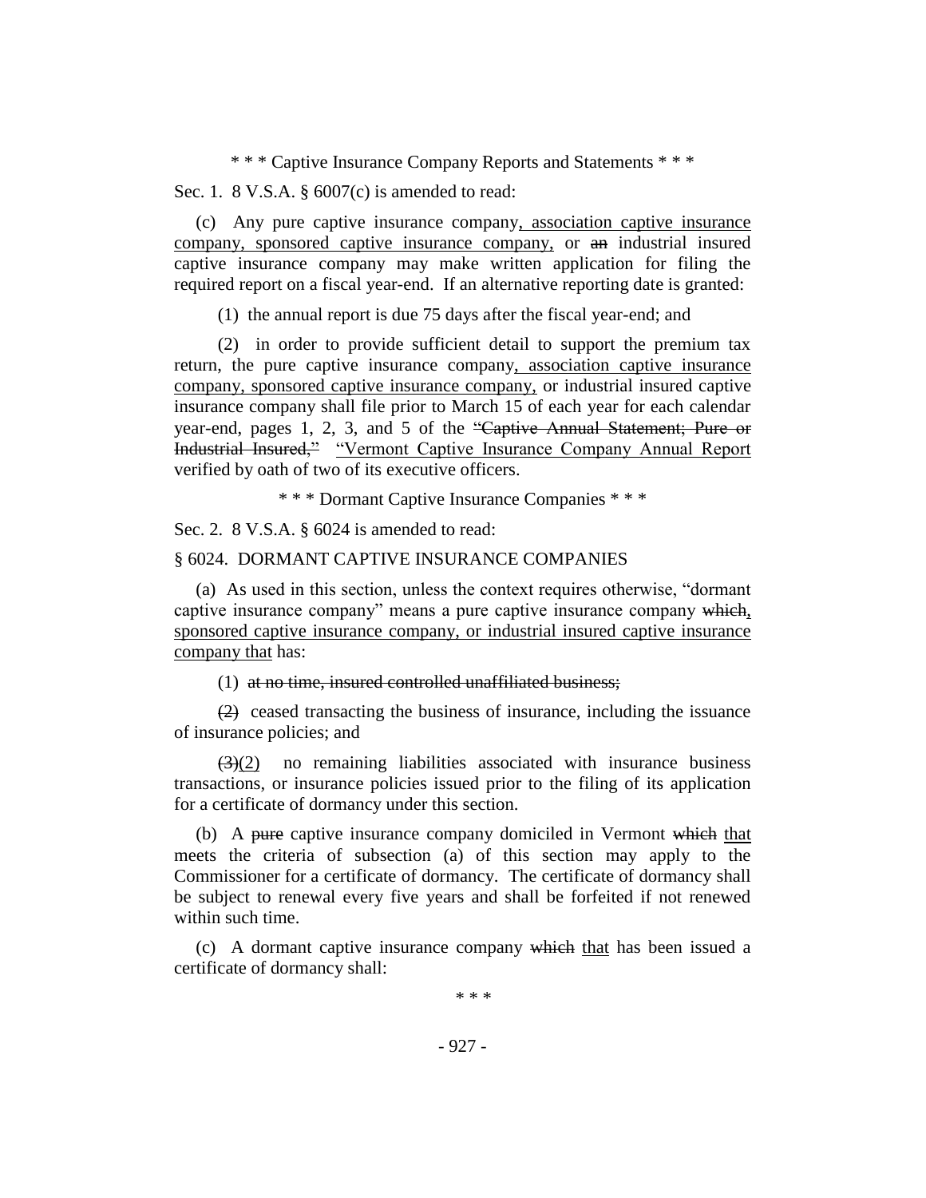\* \* \* Captive Insurance Company Reports and Statements \* \* \*

Sec. 1. 8 V.S.A. § 6007(c) is amended to read:

(c) Any pure captive insurance company, association captive insurance company, sponsored captive insurance company, or an industrial insured captive insurance company may make written application for filing the required report on a fiscal year-end. If an alternative reporting date is granted:

(1) the annual report is due 75 days after the fiscal year-end; and

(2) in order to provide sufficient detail to support the premium tax return, the pure captive insurance company, association captive insurance company, sponsored captive insurance company, or industrial insured captive insurance company shall file prior to March 15 of each year for each calendar year-end, pages 1, 2, 3, and 5 of the ~~"Captive Annual Statement; Pure or Industrial Insured,"~~ "Vermont Captive Insurance Company Annual Report verified by oath of two of its executive officers.

\* \* \* Dormant Captive Insurance Companies \* \* \*

Sec. 2. 8 V.S.A. § 6024 is amended to read:

§ 6024. DORMANT CAPTIVE INSURANCE COMPANIES

(a) As used in this section, unless the context requires otherwise, "dormant captive insurance company" means a pure captive insurance company ~~which~~, sponsored captive insurance company, or industrial insured captive insurance company that has:

(1) ~~at no time, insured controlled unaffiliated business;~~

~~(2)~~ ceased transacting the business of insurance, including the issuance of insurance policies; and

~~(3)~~(2) no remaining liabilities associated with insurance business transactions, or insurance policies issued prior to the filing of its application for a certificate of dormancy under this section.

(b) A ~~pure~~ captive insurance company domiciled in Vermont ~~which~~ that meets the criteria of subsection (a) of this section may apply to the Commissioner for a certificate of dormancy. The certificate of dormancy shall be subject to renewal every five years and shall be forfeited if not renewed within such time.

(c) A dormant captive insurance company ~~which~~ that has been issued a certificate of dormancy shall:

\* \* \*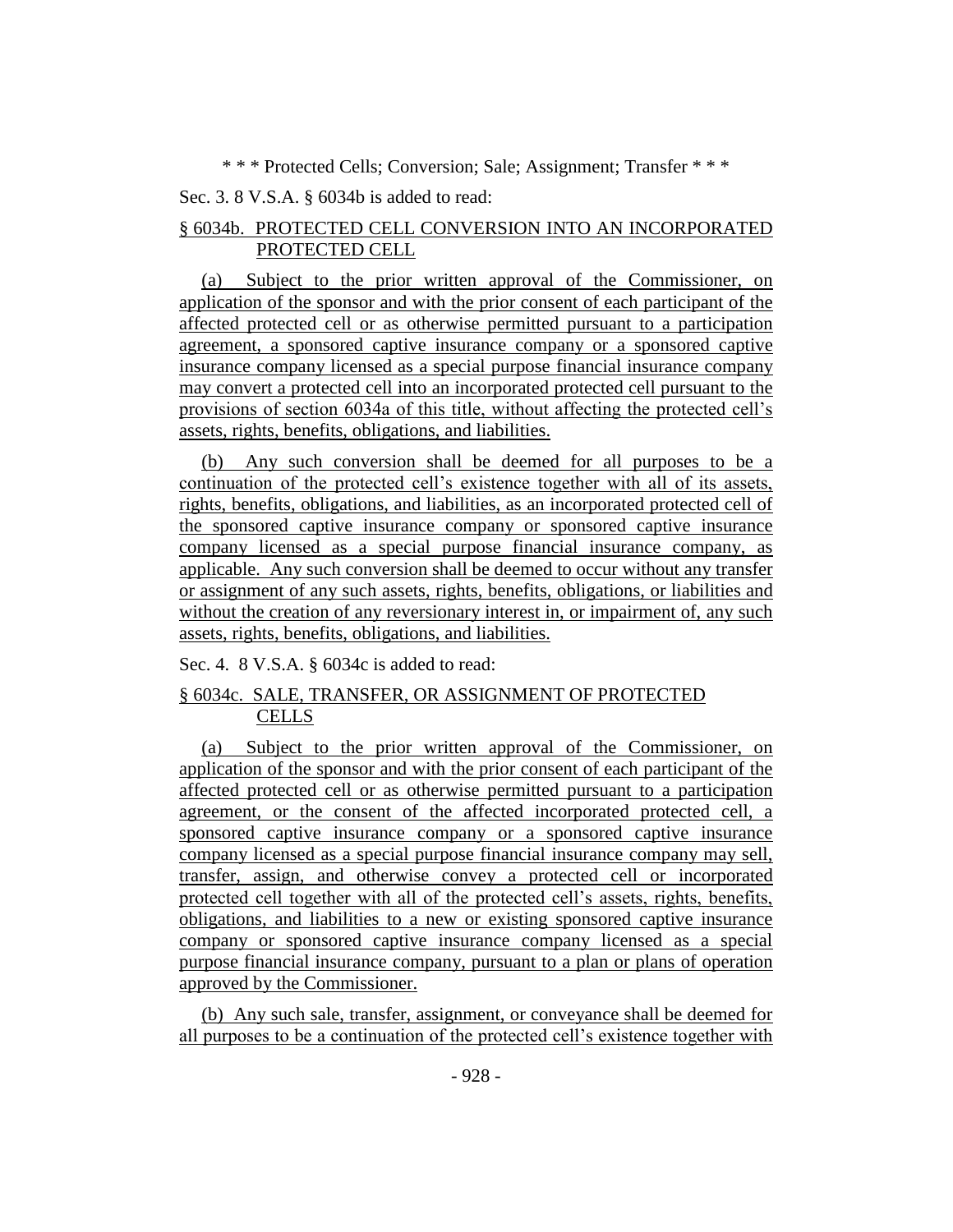\* \* \* Protected Cells; Conversion; Sale; Assignment; Transfer \* \* \*

Sec. 3. 8 V.S.A. § 6034b is added to read:

§ 6034b. PROTECTED CELL CONVERSION INTO AN INCORPORATED PROTECTED CELL

(a) Subject to the prior written approval of the Commissioner, on application of the sponsor and with the prior consent of each participant of the affected protected cell or as otherwise permitted pursuant to a participation agreement, a sponsored captive insurance company or a sponsored captive insurance company licensed as a special purpose financial insurance company may convert a protected cell into an incorporated protected cell pursuant to the provisions of section 6034a of this title, without affecting the protected cell's assets, rights, benefits, obligations, and liabilities.

(b) Any such conversion shall be deemed for all purposes to be a continuation of the protected cell's existence together with all of its assets, rights, benefits, obligations, and liabilities, as an incorporated protected cell of the sponsored captive insurance company or sponsored captive insurance company licensed as a special purpose financial insurance company, as applicable. Any such conversion shall be deemed to occur without any transfer or assignment of any such assets, rights, benefits, obligations, or liabilities and without the creation of any reversionary interest in, or impairment of, any such assets, rights, benefits, obligations, and liabilities.

Sec. 4. 8 V.S.A. § 6034c is added to read:

§ 6034c. SALE, TRANSFER, OR ASSIGNMENT OF PROTECTED CELLS

(a) Subject to the prior written approval of the Commissioner, on application of the sponsor and with the prior consent of each participant of the affected protected cell or as otherwise permitted pursuant to a participation agreement, or the consent of the affected incorporated protected cell, a sponsored captive insurance company or a sponsored captive insurance company licensed as a special purpose financial insurance company may sell, transfer, assign, and otherwise convey a protected cell or incorporated protected cell together with all of the protected cell's assets, rights, benefits, obligations, and liabilities to a new or existing sponsored captive insurance company or sponsored captive insurance company licensed as a special purpose financial insurance company, pursuant to a plan or plans of operation approved by the Commissioner.

(b) Any such sale, transfer, assignment, or conveyance shall be deemed for all purposes to be a continuation of the protected cell's existence together with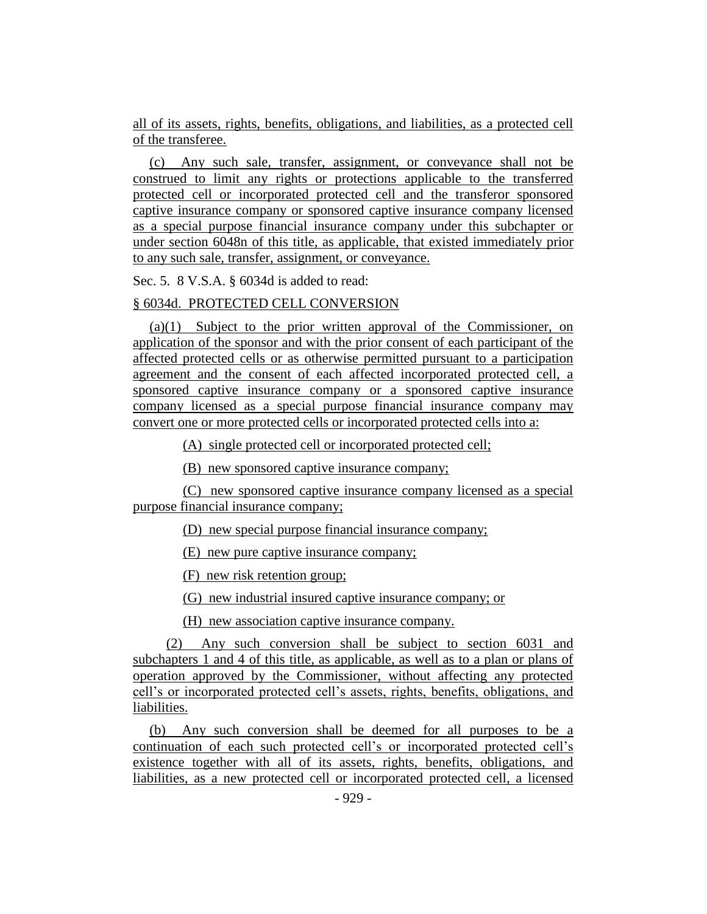all of its assets, rights, benefits, obligations, and liabilities, as a protected cell of the transferee.

(c) Any such sale, transfer, assignment, or conveyance shall not be construed to limit any rights or protections applicable to the transferred protected cell or incorporated protected cell and the transferor sponsored captive insurance company or sponsored captive insurance company licensed as a special purpose financial insurance company under this subchapter or under section 6048n of this title, as applicable, that existed immediately prior to any such sale, transfer, assignment, or conveyance.

Sec. 5. 8 V.S.A. § 6034d is added to read:

§ 6034d. PROTECTED CELL CONVERSION

(a)(1) Subject to the prior written approval of the Commissioner, on application of the sponsor and with the prior consent of each participant of the affected protected cells or as otherwise permitted pursuant to a participation agreement and the consent of each affected incorporated protected cell, a sponsored captive insurance company or a sponsored captive insurance company licensed as a special purpose financial insurance company may convert one or more protected cells or incorporated protected cells into a:

(A) single protected cell or incorporated protected cell;

(B) new sponsored captive insurance company;

(C) new sponsored captive insurance company licensed as a special purpose financial insurance company;

(D) new special purpose financial insurance company;

(E) new pure captive insurance company;

(F) new risk retention group;

(G) new industrial insured captive insurance company; or

(H) new association captive insurance company.

(2) Any such conversion shall be subject to section 6031 and subchapters 1 and 4 of this title, as applicable, as well as to a plan or plans of operation approved by the Commissioner, without affecting any protected cell's or incorporated protected cell's assets, rights, benefits, obligations, and liabilities.

(b) Any such conversion shall be deemed for all purposes to be a continuation of each such protected cell's or incorporated protected cell's existence together with all of its assets, rights, benefits, obligations, and liabilities, as a new protected cell or incorporated protected cell, a licensed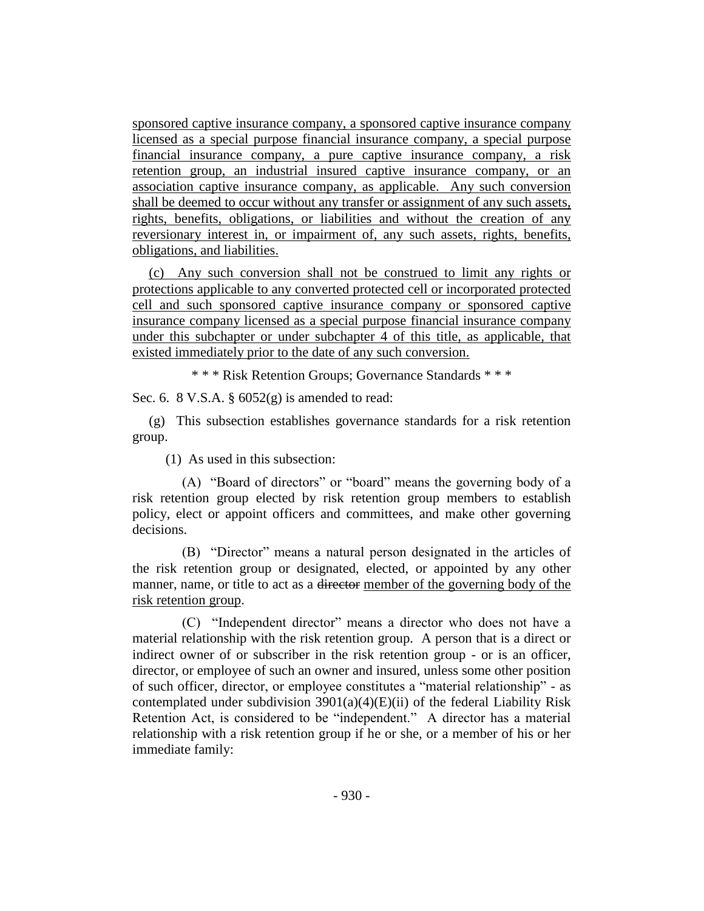sponsored captive insurance company, a sponsored captive insurance company licensed as a special purpose financial insurance company, a special purpose financial insurance company, a pure captive insurance company, a risk retention group, an industrial insured captive insurance company, or an association captive insurance company, as applicable. Any such conversion shall be deemed to occur without any transfer or assignment of any such assets, rights, benefits, obligations, or liabilities and without the creation of any reversionary interest in, or impairment of, any such assets, rights, benefits, obligations, and liabilities.

(c) Any such conversion shall not be construed to limit any rights or protections applicable to any converted protected cell or incorporated protected cell and such sponsored captive insurance company or sponsored captive insurance company licensed as a special purpose financial insurance company under this subchapter or under subchapter 4 of this title, as applicable, that existed immediately prior to the date of any such conversion.

\* \* \* Risk Retention Groups; Governance Standards \* \* \*

Sec. 6. 8 V.S.A. § 6052(g) is amended to read:

(g) This subsection establishes governance standards for a risk retention group.

(1) As used in this subsection:

(A) "Board of directors" or "board" means the governing body of a risk retention group elected by risk retention group members to establish policy, elect or appoint officers and committees, and make other governing decisions.

(B) "Director" means a natural person designated in the articles of the risk retention group or designated, elected, or appointed by any other manner, name, or title to act as a ~~director~~ member of the governing body of the risk retention group.

(C) "Independent director" means a director who does not have a material relationship with the risk retention group. A person that is a direct or indirect owner of or subscriber in the risk retention group - or is an officer, director, or employee of such an owner and insured, unless some other position of such officer, director, or employee constitutes a "material relationship" - as contemplated under subdivision 3901(a)(4)(E)(ii) of the federal Liability Risk Retention Act, is considered to be "independent." A director has a material relationship with a risk retention group if he or she, or a member of his or her immediate family: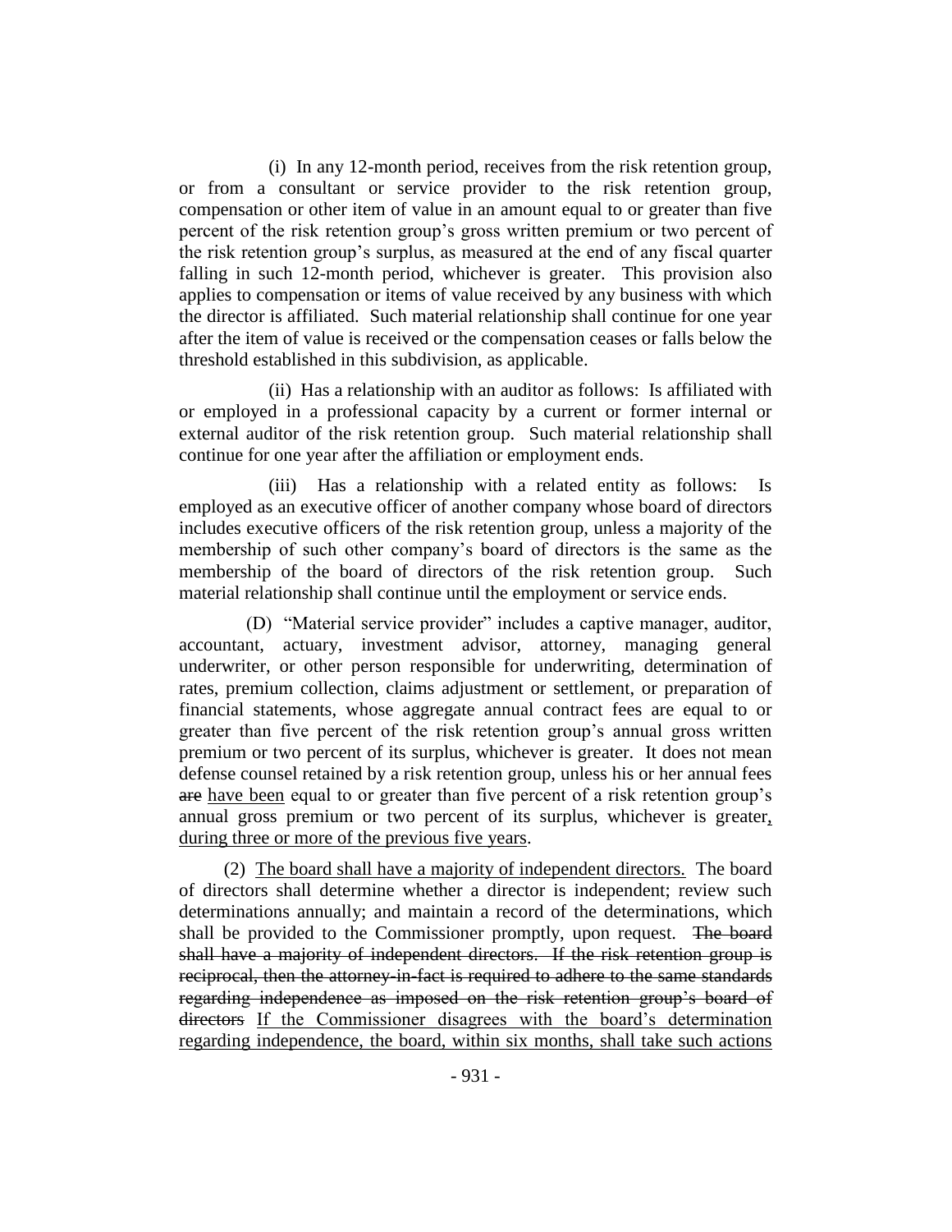(i) In any 12-month period, receives from the risk retention group, or from a consultant or service provider to the risk retention group, compensation or other item of value in an amount equal to or greater than five percent of the risk retention group's gross written premium or two percent of the risk retention group's surplus, as measured at the end of any fiscal quarter falling in such 12-month period, whichever is greater. This provision also applies to compensation or items of value received by any business with which the director is affiliated. Such material relationship shall continue for one year after the item of value is received or the compensation ceases or falls below the threshold established in this subdivision, as applicable.

(ii) Has a relationship with an auditor as follows: Is affiliated with or employed in a professional capacity by a current or former internal or external auditor of the risk retention group. Such material relationship shall continue for one year after the affiliation or employment ends.

(iii) Has a relationship with a related entity as follows: Is employed as an executive officer of another company whose board of directors includes executive officers of the risk retention group, unless a majority of the membership of such other company's board of directors is the same as the membership of the board of directors of the risk retention group. Such material relationship shall continue until the employment or service ends.

(D) "Material service provider" includes a captive manager, auditor, accountant, actuary, investment advisor, attorney, managing general underwriter, or other person responsible for underwriting, determination of rates, premium collection, claims adjustment or settlement, or preparation of financial statements, whose aggregate annual contract fees are equal to or greater than five percent of the risk retention group's annual gross written premium or two percent of its surplus, whichever is greater. It does not mean defense counsel retained by a risk retention group, unless his or her annual fees ~~are~~ have been equal to or greater than five percent of a risk retention group's annual gross premium or two percent of its surplus, whichever is greater, during three or more of the previous five years.

(2) The board shall have a majority of independent directors. The board of directors shall determine whether a director is independent; review such determinations annually; and maintain a record of the determinations, which shall be provided to the Commissioner promptly, upon request. ~~The board shall have a majority of independent directors. If the risk retention group is reciprocal, then the attorney-in-fact is required to adhere to the same standards regarding independence as imposed on the risk retention group's board of directors~~ If the Commissioner disagrees with the board's determination regarding independence, the board, within six months, shall take such actions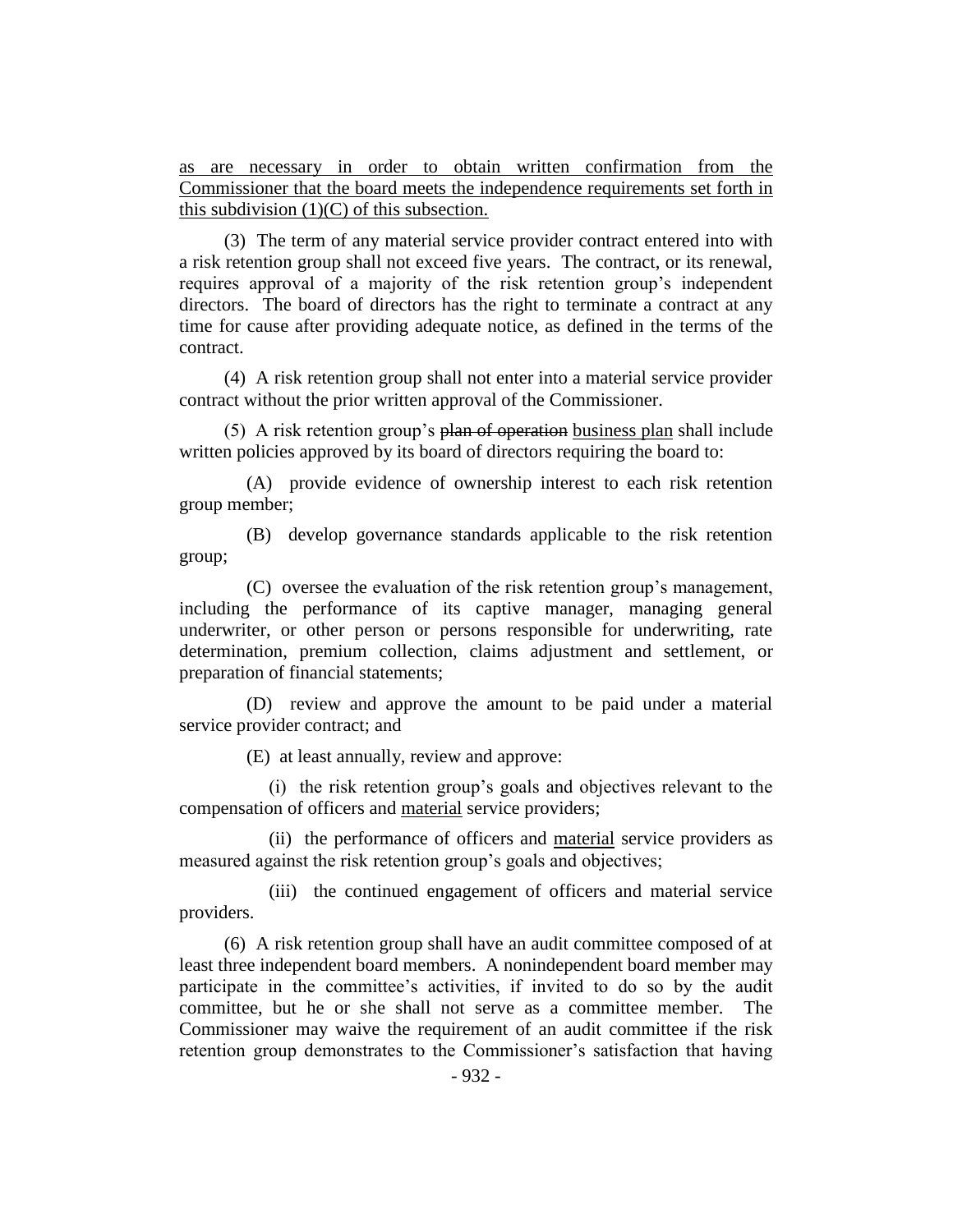as are necessary in order to obtain written confirmation from the Commissioner that the board meets the independence requirements set forth in this subdivision (1)(C) of this subsection.

(3) The term of any material service provider contract entered into with a risk retention group shall not exceed five years. The contract, or its renewal, requires approval of a majority of the risk retention group's independent directors. The board of directors has the right to terminate a contract at any time for cause after providing adequate notice, as defined in the terms of the contract.

(4) A risk retention group shall not enter into a material service provider contract without the prior written approval of the Commissioner.

(5) A risk retention group's ~~plan of operation~~ business plan shall include written policies approved by its board of directors requiring the board to:

(A) provide evidence of ownership interest to each risk retention group member;

(B) develop governance standards applicable to the risk retention group;

(C) oversee the evaluation of the risk retention group's management, including the performance of its captive manager, managing general underwriter, or other person or persons responsible for underwriting, rate determination, premium collection, claims adjustment and settlement, or preparation of financial statements;

(D) review and approve the amount to be paid under a material service provider contract; and

(E) at least annually, review and approve:

(i) the risk retention group's goals and objectives relevant to the compensation of officers and material service providers;

(ii) the performance of officers and material service providers as measured against the risk retention group's goals and objectives;

(iii) the continued engagement of officers and material service providers.

(6) A risk retention group shall have an audit committee composed of at least three independent board members. A nonindependent board member may participate in the committee's activities, if invited to do so by the audit committee, but he or she shall not serve as a committee member. The Commissioner may waive the requirement of an audit committee if the risk retention group demonstrates to the Commissioner's satisfaction that having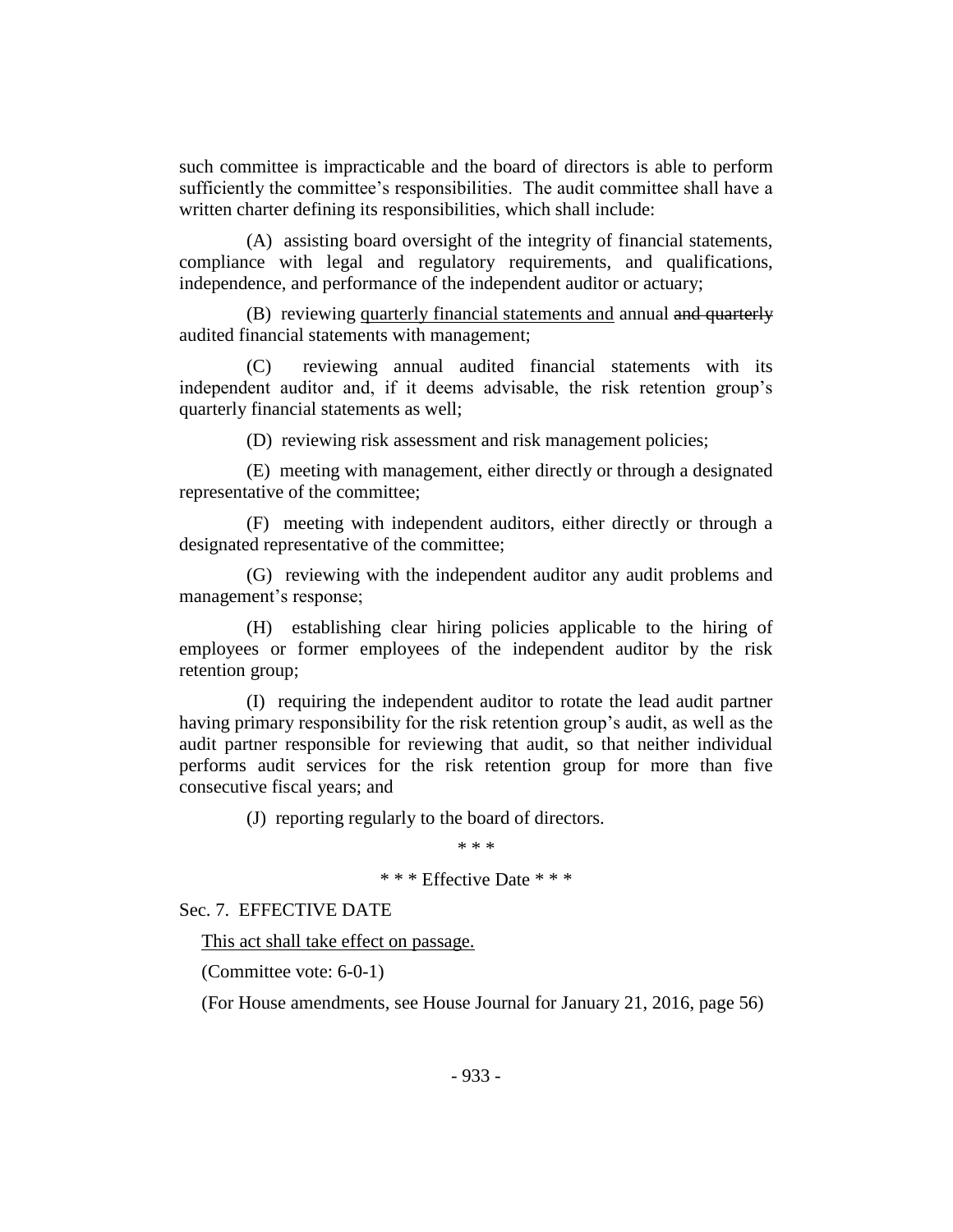such committee is impracticable and the board of directors is able to perform sufficiently the committee's responsibilities. The audit committee shall have a written charter defining its responsibilities, which shall include:

(A) assisting board oversight of the integrity of financial statements, compliance with legal and regulatory requirements, and qualifications, independence, and performance of the independent auditor or actuary;

(B) reviewing <u>quarterly financial statements and</u> annual ~~and quarterly~~ audited financial statements with management;

(C) reviewing annual audited financial statements with its independent auditor and, if it deems advisable, the risk retention group's quarterly financial statements as well;

(D) reviewing risk assessment and risk management policies;

(E) meeting with management, either directly or through a designated representative of the committee;

(F) meeting with independent auditors, either directly or through a designated representative of the committee;

(G) reviewing with the independent auditor any audit problems and management's response;

(H) establishing clear hiring policies applicable to the hiring of employees or former employees of the independent auditor by the risk retention group;

(I) requiring the independent auditor to rotate the lead audit partner having primary responsibility for the risk retention group's audit, as well as the audit partner responsible for reviewing that audit, so that neither individual performs audit services for the risk retention group for more than five consecutive fiscal years; and

(J) reporting regularly to the board of directors.

\* \* \*

\* \* \* Effective Date \* \* \*

Sec. 7. EFFECTIVE DATE

<u>This act shall take effect on passage.</u>

(Committee vote: 6-0-1)

(For House amendments, see House Journal for January 21, 2016, page 56)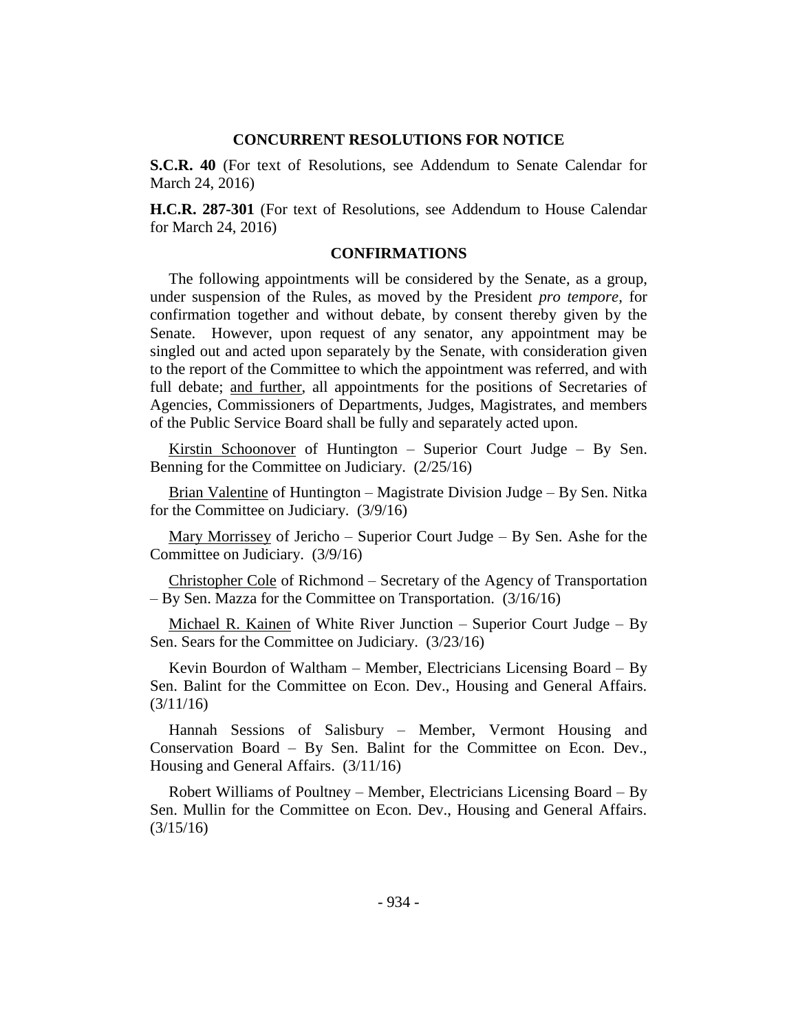## CONCURRENT RESOLUTIONS FOR NOTICE

**S.C.R. 40** (For text of Resolutions, see Addendum to Senate Calendar for March 24, 2016)

**H.C.R. 287-301** (For text of Resolutions, see Addendum to House Calendar for March 24, 2016)

## CONFIRMATIONS

The following appointments will be considered by the Senate, as a group, under suspension of the Rules, as moved by the President *pro tempore,* for confirmation together and without debate, by consent thereby given by the Senate. However, upon request of any senator, any appointment may be singled out and acted upon separately by the Senate, with consideration given to the report of the Committee to which the appointment was referred, and with full debate; <u>and further</u>, all appointments for the positions of Secretaries of Agencies, Commissioners of Departments, Judges, Magistrates, and members of the Public Service Board shall be fully and separately acted upon.

<u>Kirstin Schoonover</u> of Huntington – Superior Court Judge – By Sen. Benning for the Committee on Judiciary. (2/25/16)

<u>Brian Valentine</u> of Huntington – Magistrate Division Judge – By Sen. Nitka for the Committee on Judiciary. (3/9/16)

<u>Mary Morrissey</u> of Jericho – Superior Court Judge – By Sen. Ashe for the Committee on Judiciary. (3/9/16)

<u>Christopher Cole</u> of Richmond – Secretary of the Agency of Transportation – By Sen. Mazza for the Committee on Transportation. (3/16/16)

<u>Michael R. Kainen</u> of White River Junction – Superior Court Judge – By Sen. Sears for the Committee on Judiciary. (3/23/16)

Kevin Bourdon of Waltham – Member, Electricians Licensing Board – By Sen. Balint for the Committee on Econ. Dev., Housing and General Affairs. (3/11/16)

Hannah Sessions of Salisbury – Member, Vermont Housing and Conservation Board – By Sen. Balint for the Committee on Econ. Dev., Housing and General Affairs. (3/11/16)

Robert Williams of Poultney – Member, Electricians Licensing Board – By Sen. Mullin for the Committee on Econ. Dev., Housing and General Affairs. (3/15/16)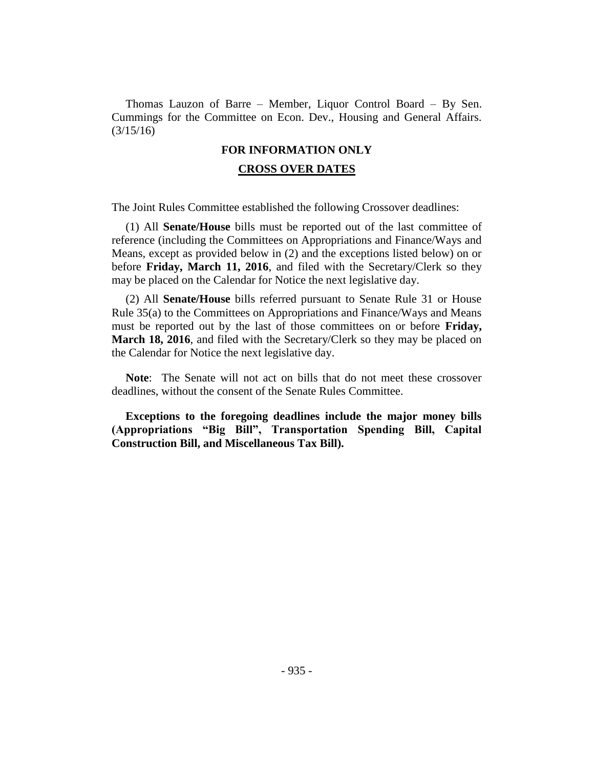Thomas Lauzon of Barre – Member, Liquor Control Board – By Sen. Cummings for the Committee on Econ. Dev., Housing and General Affairs. (3/15/16)

## FOR INFORMATION ONLY

## CROSS OVER DATES

The Joint Rules Committee established the following Crossover deadlines:

(1) All **Senate/House** bills must be reported out of the last committee of reference (including the Committees on Appropriations and Finance/Ways and Means, except as provided below in (2) and the exceptions listed below) on or before **Friday, March 11, 2016**, and filed with the Secretary/Clerk so they may be placed on the Calendar for Notice the next legislative day.

(2) All **Senate/House** bills referred pursuant to Senate Rule 31 or House Rule 35(a) to the Committees on Appropriations and Finance/Ways and Means must be reported out by the last of those committees on or before **Friday, March 18, 2016**, and filed with the Secretary/Clerk so they may be placed on the Calendar for Notice the next legislative day.

**Note**: The Senate will not act on bills that do not meet these crossover deadlines, without the consent of the Senate Rules Committee.

**Exceptions to the foregoing deadlines include the major money bills (Appropriations "Big Bill", Transportation Spending Bill, Capital Construction Bill, and Miscellaneous Tax Bill).**